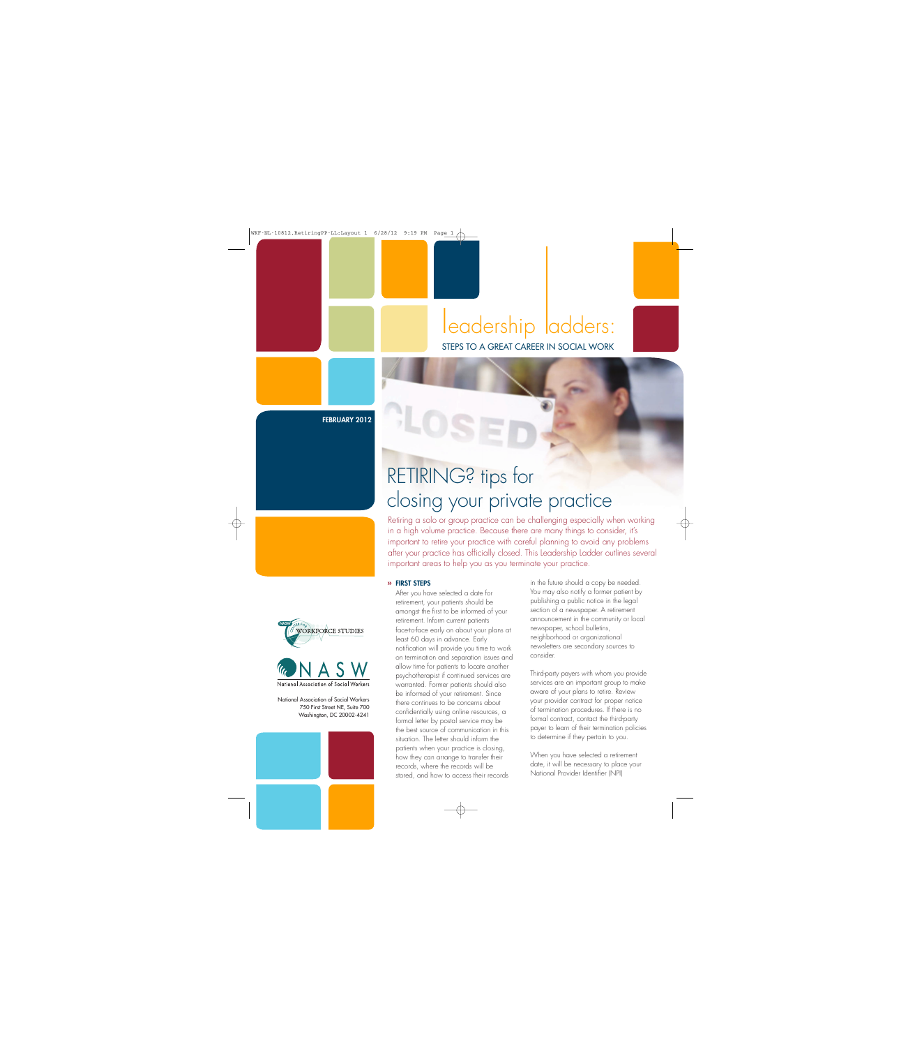# leadership ladders:

STEPS TO A GREAT CAREER IN SOCIAL WORK

**FEBRUARY 2012**

# RETIRING? tips for closing your private practice

Retiring a solo or group practice can be challenging especially when working in a high volume practice. Because there are many things to consider, it's important to retire your practice with careful planning to avoid any problems after your practice has officially closed. This Leadership Ladder outlines several important areas to help you as you terminate your practice.

## » FIRST STEPS

After you have selected a date for retirement, your patients should be amongst the first to be informed of your retirement. Inform current patients face-to-face early on about your plans at least 60 days in advance. Early notification will provide you time to work on termination and separation issues and allow time for patients to locate another psychotherapist if continued services are warranted. Former patients should also be informed of your retirement. Since there continues to be concerns about confidentially using online resources, a formal letter by postal service may be the best source of communication in this situation. The letter should inform the patients when your practice is closing, how they can arrange to transfer their records, where the records will be stored, and how to access their records in the future should a copy be needed. You may also notify a former patient by publishing a public notice in the legal section of a newspaper. A retirement announcement in the community or local newspaper, school bulletins, neighborhood or organizational newsletters are secondary sources to consider.

Third-party payers with whom you provide services are an important group to make aware of your plans to retire. Review your provider contract for proper notice of termination procedures. If there is no formal contract, contact the third-party payer to learn of their termination policies to determine if they pertain to you.

When you have selected a retirement date, it will be necessary to place your National Provider Identifier (NPI)

NASW Center for Workforce Studies

NASW National Association of Social Workers

National Association of Social Workers
750 First Street NE, Suite 700
Washington, DC 20002-4241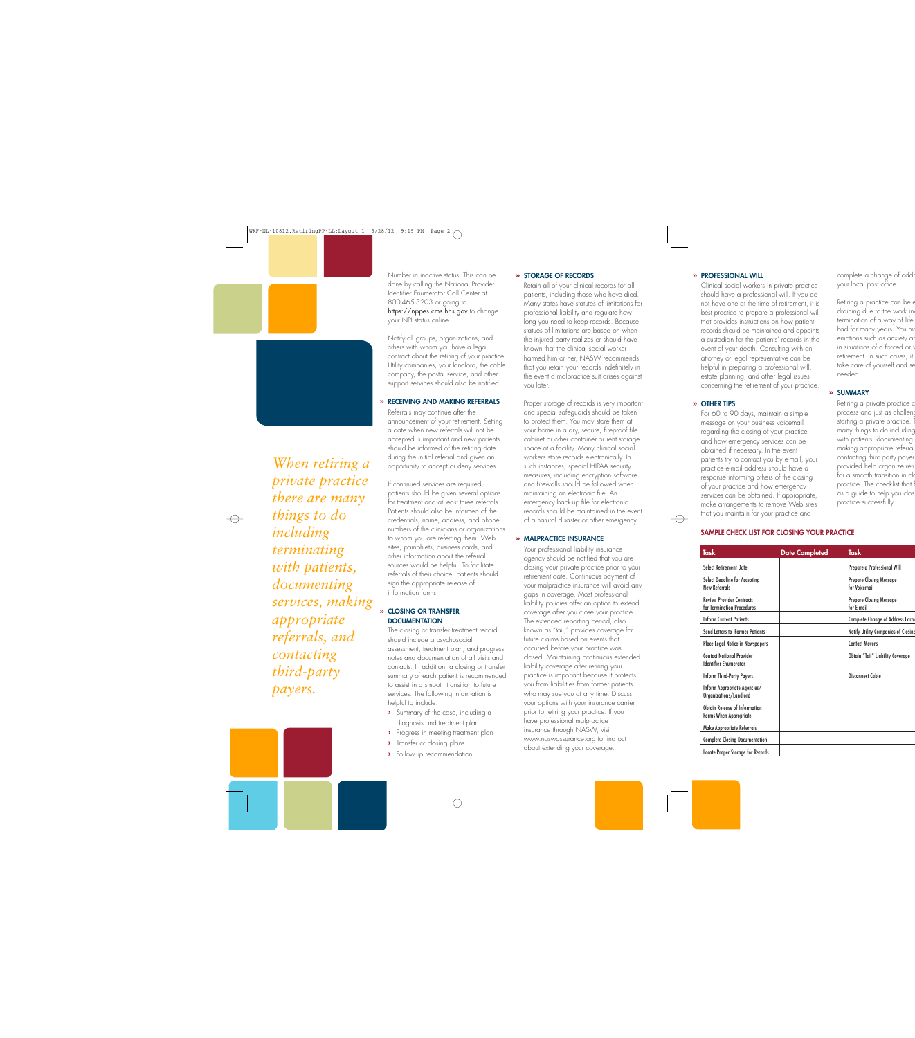*When retiring a private practice there are many things to do including terminating with patients, documenting services, making appropriate referrals, and contacting third-party payers.*

Number in inactive status. This can be done by calling the National Provider Identifier Enumerator Call Center at 800-465-3203 or going to https://nppes.cms.hhs.gov to change your NPI status online.

Notify all groups, organizations, and others with whom you have a legal contract about the retiring of your practice. Utility companies, your landlord, the cable company, the postal service, and other support services should also be notified.

## » RECEIVING AND MAKING REFERRALS

Referrals may continue after the announcement of your retirement. Setting a date when new referrals will not be accepted is important and new patients should be informed of the retiring date during the initial referral and given an opportunity to accept or deny services.

If continued services are required, patients should be given several options for treatment and at least three referrals. Patients should also be informed of the credentials, name, address, and phone numbers of the clinicians or organizations to whom you are referring them. Web sites, pamphlets, business cards, and other information about the referral sources would be helpful. To facilitate referrals of their choice, patients should sign the appropriate release of information forms.

## » CLOSING OR TRANSFER DOCUMENTATION

The closing or transfer treatment record should include a psychosocial assessment, treatment plan, and progress notes and documentation of all visits and contacts. In addition, a closing or transfer summary of each patient is recommended to assist in a smooth transition to future services. The following information is helpful to include:

- Summary of the case, including a diagnosis and treatment plan
- Progress in meeting treatment plan
- Transfer or closing plans
- Follow-up recommendation

## » STORAGE OF RECORDS

Retain all of your clinical records for all patients, including those who have died. Many states have statutes of limitations for professional liability and regulate how long you need to keep records. Because statutes of limitations are based on when the injured party realizes or should have known that the clinical social worker harmed him or her, NASW recommends that you retain your records indefinitely in the event a malpractice suit arises against you later.

Proper storage of records is very important and special safeguards should be taken to protect them. You may store them at your home in a dry, secure, fireproof file cabinet or other container or rent storage space at a facility. Many clinical social workers store records electronically. In such instances, special HIPAA security measures, including encryption software and firewalls should be followed when maintaining an electronic file. An emergency back-up file for electronic records should be maintained in the event of a natural disaster or other emergency.

## » MALPRACTICE INSURANCE

Your professional liability insurance agency should be notified that you are closing your private practice prior to your retirement date. Continuous payment of your malpractice insurance will avoid any gaps in coverage. Most professional liability policies offer an option to extend coverage after you close your practice. The extended reporting period, also known as "tail," provides coverage for future claims based on events that occurred before your practice was closed. Maintaining continuous extended liability coverage after retiring your practice is important because it protects you from liabilities from former patients who may sue you at any time. Discuss your options with your insurance carrier prior to retiring your practice. If you have professional malpractice insurance through NASW, visit www.naswassurance.org to find out about extending your coverage.

## » PROFESSIONAL WILL

Clinical social workers in private practice should have a professional will. If you do not have one at the time of retirement, it is best practice to prepare a professional will that provides instructions on how patient records should be maintained and appoints a custodian for the patients' records in the event of your death. Consulting with an attorney or legal representative can be helpful in preparing a professional will, estate planning, and other legal issues concerning the retirement of your practice.

## » OTHER TIPS

For 60 to 90 days, maintain a simple message on your business voicemail regarding the closing of your practice and how emergency services can be obtained if necessary. In the event patients try to contact you by e-mail, your practice e-mail address should have a response informing others of the closing of your practice and how emergency services can be obtained. If appropriate, make arrangements to remove Web sites that you maintain for your practice and complete a change of addr[...] your local post office.

Retiring a practice can be e[...] draining due to the work in[...] termination of a way of life [...] had for many years. You m[...] emotions such as anxiety ar[...] in situations of a forced or v[...] retirement. In such cases, it [...] take care of yourself and se[...] needed.

## » SUMMARY

Retiring a private practice c[...] process and just as challeng[...] starting a private practice. T[...] many things to do including [...] with patients, documenting [...] making appropriate referral[...] contacting third-party payer[...] provided help organize reti[...] for a smooth transition in cl[...] practice. The checklist that f[...] as a guide to help you clos[...] practice successfully.

## SAMPLE CHECK LIST FOR CLOSING YOUR PRACTICE

| Task | Date Completed | Task |
|---|---|---|
| Select Retirement Date | | Prepare a Professional Will |
| Select Deadline for Accepting New Referrals | | Prepare Closing Message for Voicemail |
| Review Provider Contracts for Termination Procedures | | Prepare Closing Message for E-mail |
| Inform Current Patients | | Complete Change of Address Form |
| Send Letters to Former Patients | | Notify Utility Companies of Closing |
| Place Legal Notice in Newspapers | | Contact Movers |
| Contact National Provider Identifier Enumerator | | Obtain "Tail" Liability Coverage |
| Inform Third-Party Payers | | Disconnect Cable |
| Inform Appropriate Agencies/ Organizations/Landlord | | |
| Obtain Release of Information Forms When Appropriate | | |
| Make Appropriate Referrals | | |
| Complete Closing Documentation | | |
| Locate Proper Storage for Records | | |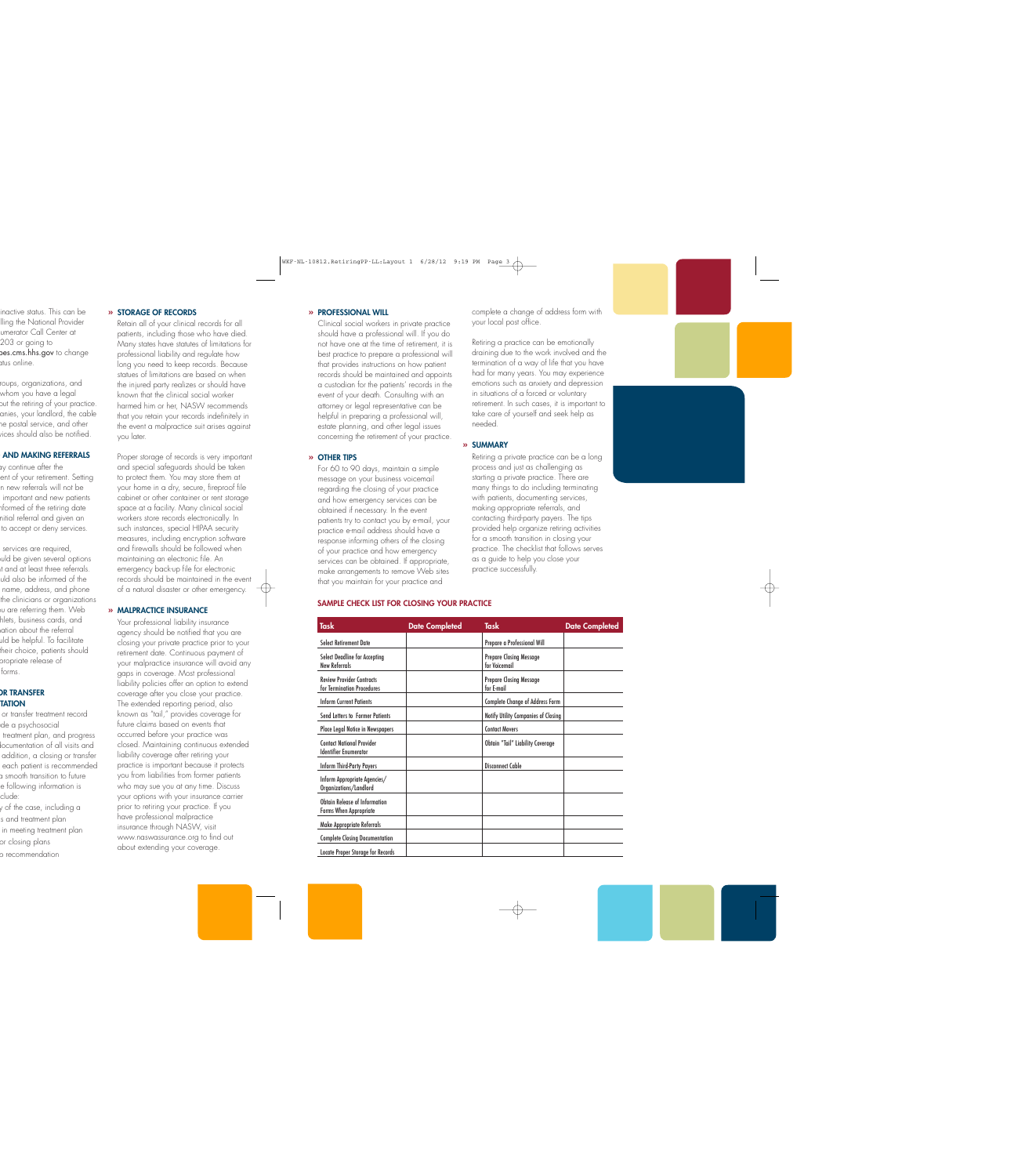inactive status. This can be
lling the National Provider
umerator Call Center at
203 or going to
oes.cms.hhs.gov to change
atus online.

roups, organizations, and
whom you have a legal
out the retiring of your practice.
anies, your landlord, the cable
he postal service, and other
vices should also be notified.

### AND MAKING REFERRALS

ay continue after the
ent of your retirement. Setting
n new referrals will not be
important and new patients
nformed of the retiring date
nitial referral and given an
to accept or deny services.

services are required,
uld be given several options
t and at least three referrals.
uld also be informed of the
name, address, and phone
the clinicians or organizations
u are referring them. Web
hlets, business cards, and
ation about the referral
uld be helpful. To facilitate
their choice, patients should
propriate release of
forms.

### OR TRANSFER TATION

or transfer treatment record
de a psychosocial
treatment plan, and progress
documentation of all visits and
addition, a closing or transfer
each patient is recommended
a smooth transition to future
e following information is
clude:

y of the case, including a
s and treatment plan
in meeting treatment plan
or closing plans
o recommendation

### » STORAGE OF RECORDS

Retain all of your clinical records for all patients, including those who have died. Many states have statutes of limitations for professional liability and regulate how long you need to keep records. Because statutes of limitations are based on when the injured party realizes or should have known that the clinical social worker harmed him or her, NASW recommends that you retain your records indefinitely in the event a malpractice suit arises against you later.

Proper storage of records is very important and special safeguards should be taken to protect them. You may store them at your home in a dry, secure, fireproof file cabinet or other container or rent storage space at a facility. Many clinical social workers store records electronically. In such instances, special HIPAA security measures, including encryption software and firewalls should be followed when maintaining an electronic file. An emergency back-up file for electronic records should be maintained in the event of a natural disaster or other emergency.

### » MALPRACTICE INSURANCE

Your professional liability insurance agency should be notified that you are closing your private practice prior to your retirement date. Continuous payment of your malpractice insurance will avoid any gaps in coverage. Most professional liability policies offer an option to extend coverage after you close your practice. The extended reporting period, also known as "tail," provides coverage for future claims based on events that occurred before your practice was closed. Maintaining continuous extended liability coverage after retiring your practice is important because it protects you from liabilities from former patients who may sue you at any time. Discuss your options with your insurance carrier prior to retiring your practice. If you have professional malpractice insurance through NASW, visit www.naswassurance.org to find out about extending your coverage.

### » PROFESSIONAL WILL

Clinical social workers in private practice should have a professional will. If you do not have one at the time of retirement, it is best practice to prepare a professional will that provides instructions on how patient records should be maintained and appoints a custodian for the patients' records in the event of your death. Consulting with an attorney or legal representative can be helpful in preparing a professional will, estate planning, and other legal issues concerning the retirement of your practice.

### » OTHER TIPS

For 60 to 90 days, maintain a simple message on your business voicemail regarding the closing of your practice and how emergency services can be obtained if necessary. In the event patients try to contact you by e-mail, your practice e-mail address should have a response informing others of the closing of your practice and how emergency services can be obtained. If appropriate, make arrangements to remove Web sites that you maintain for your practice and complete a change of address form with your local post office.

Retiring a practice can be emotionally draining due to the work involved and the termination of a way of life that you have had for many years. You may experience emotions such as anxiety and depression in situations of a forced or voluntary retirement. In such cases, it is important to take care of yourself and seek help as needed.

### » SUMMARY

Retiring a private practice can be a long process and just as challenging as starting a private practice. There are many things to do including terminating with patients, documenting services, making appropriate referrals, and contacting third-party payers. The tips provided help organize retiring activities for a smooth transition in closing your practice. The checklist that follows serves as a guide to help you close your practice successfully.

### SAMPLE CHECK LIST FOR CLOSING YOUR PRACTICE

| Task | Date Completed | Task | Date Completed |
|---|---|---|---|
| Select Retirement Date | | Prepare a Professional Will | |
| Select Deadline for Accepting New Referrals | | Prepare Closing Message for Voicemail | |
| Review Provider Contracts for Termination Procedures | | Prepare Closing Message for E-mail | |
| Inform Current Patients | | Complete Change of Address Form | |
| Send Letters to Former Patients | | Notify Utility Companies of Closing | |
| Place Legal Notice in Newspapers | | Contact Movers | |
| Contact National Provider Identifier Enumerator | | Obtain "Tail" Liability Coverage | |
| Inform Third-Party Payers | | Disconnect Cable | |
| Inform Appropriate Agencies/ Organizations/Landlord | | | |
| Obtain Release of Information Forms When Appropriate | | | |
| Make Appropriate Referrals | | | |
| Complete Closing Documentation | | | |
| Locate Proper Storage for Records | | | |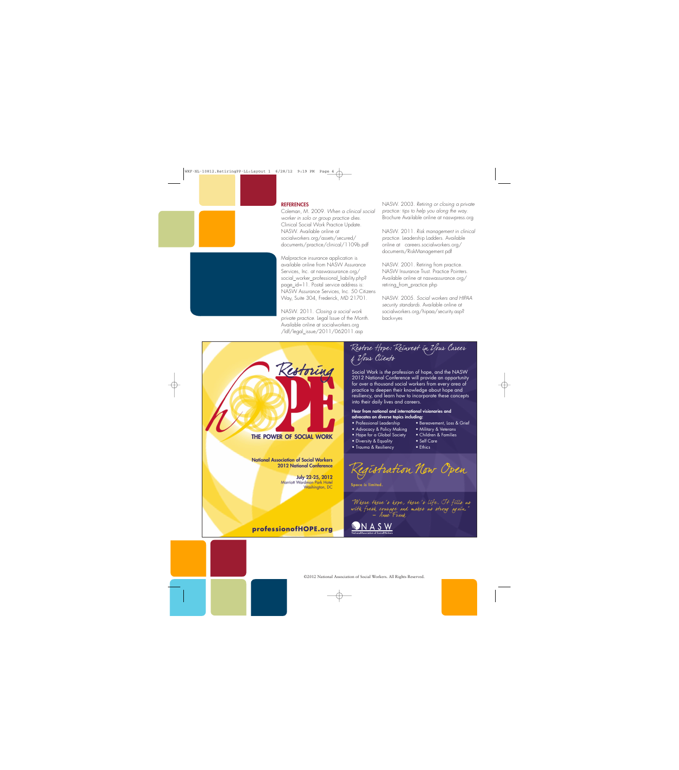## REFERENCES

Coleman, M. 2009. *When a clinical social worker in solo or group practice dies.* Clinical Social Work Practice Update. NASW. Available online at socialworkers.org/assets/secured/documents/practice/clinical/1109b.pdf

Malpractice insurance application is available online from NASW Assurance Services, Inc. at naswassurance.org/social_worker_professional_liability.php?page_id=11. Postal service address is: NASW Assurance Services, Inc. 50 Citizens Way, Suite 304, Frederick, MD 21701.

NASW. 2011. *Closing a social work private practice.* Legal Issue of the Month. Available online at socialworkers.org/ldf/legal_issue/2011/062011.asp

NASW. 2003. *Retiring or closing a private practice: tips to help you along the way.* Brochure Available online at naswpress.org

NASW. 2011. *Risk management in clinical practice.* Leadership Ladders. Available online at careers.socialworkers.org/documents/RiskManagement.pdf

NASW. 2001. Retiring from practice. NASW Insurance Trust. Practice Pointers. Available online at naswassurance.org/retiring_from_practice.php

NASW. 2005. *Social workers and HIPAA security standards.* Available online at socialworkers.org/hipaa/security.asp?back=yes

---

**Restoring HOPE**

**THE POWER OF SOCIAL WORK**

**National Association of Social Workers 2012 National Conference**

**July 22-25, 2012**
Marriott Wardman Park Hotel
Washington, DC

**professionofHOPE.org**

*Restore Hope: Reinvest in Your Career & Your Clients*

Social Work is *the* profession of hope, and the NASW 2012 National Conference will provide an opportunity for over a thousand social workers from every area of practice to deepen their knowledge about hope and resiliency, and learn how to incorporate these concepts into their daily lives and careers.

**Hear from national and international visionaries and advocates on diverse topics including:**

- Professional Leadership
- Advocacy & Policy Making
- Hope for a Global Society
- Diversity & Equality
- Trauma & Resiliency
- Bereavement, Loss & Grief
- Military & Veterans
- Children & Families
- Self Care
- Ethics

*Registration Now Open*

Space is limited.

*"Where there's hope, there's life. It fills us with fresh courage and makes us strong again."*
*— Anne Frank*

NASW
National Association of Social Workers

©2012 National Association of Social Workers. All Rights Reserved.